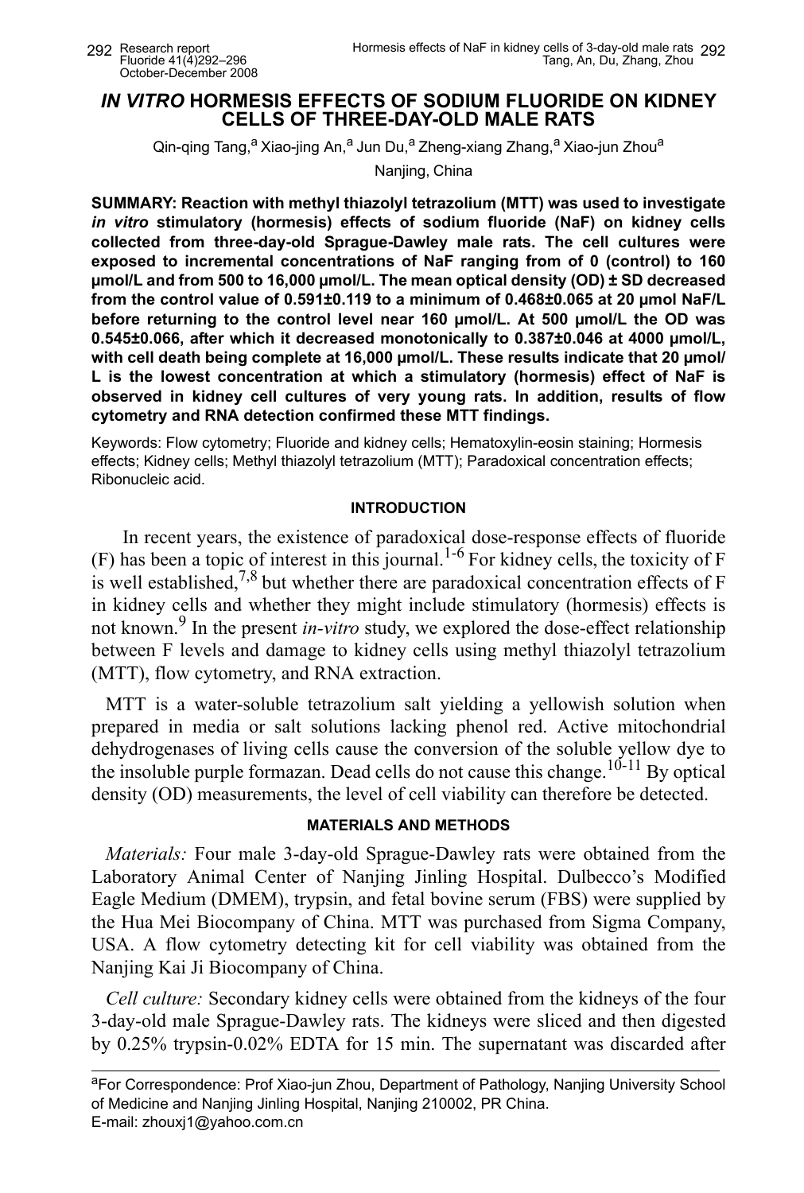# *IN VITRO* HORMESIS EFFECTS OF SODIUM FLUORIDE ON KIDNEY CELLS OF THREE-DAY-OLD MALE RATS

Qin-qing Tang,[a] Xiao-jing An,[a] Jun Du,[a] Zheng-xiang Zhang,[a] Xiao-jun Zhou[a]

Nanjing, China

**SUMMARY: Reaction with methyl thiazolyl tetrazolium (MTT) was used to investigate *in vitro* stimulatory (hormesis) effects of sodium fluoride (NaF) on kidney cells collected from three-day-old Sprague-Dawley male rats. The cell cultures were exposed to incremental concentrations of NaF ranging from of 0 (control) to 160 μmol/L and from 500 to 16,000 μmol/L. The mean optical density (OD) ± SD decreased from the control value of 0.591±0.119 to a minimum of 0.468±0.065 at 20 μmol NaF/L before returning to the control level near 160 μmol/L. At 500 μmol/L the OD was 0.545±0.066, after which it decreased monotonically to 0.387±0.046 at 4000 μmol/L, with cell death being complete at 16,000 μmol/L. These results indicate that 20 μmol/L is the lowest concentration at which a stimulatory (hormesis) effect of NaF is observed in kidney cell cultures of very young rats. In addition, results of flow cytometry and RNA detection confirmed these MTT findings.**

Keywords: Flow cytometry; Fluoride and kidney cells; Hematoxylin-eosin staining; Hormesis effects; Kidney cells; Methyl thiazolyl tetrazolium (MTT); Paradoxical concentration effects; Ribonucleic acid.

## INTRODUCTION

In recent years, the existence of paradoxical dose-response effects of fluoride (F) has been a topic of interest in this journal.[1-6] For kidney cells, the toxicity of F is well established,[7,8] but whether there are paradoxical concentration effects of F in kidney cells and whether they might include stimulatory (hormesis) effects is not known.[9] In the present *in-vitro* study, we explored the dose-effect relationship between F levels and damage to kidney cells using methyl thiazolyl tetrazolium (MTT), flow cytometry, and RNA extraction.

MTT is a water-soluble tetrazolium salt yielding a yellowish solution when prepared in media or salt solutions lacking phenol red. Active mitochondrial dehydrogenases of living cells cause the conversion of the soluble yellow dye to the insoluble purple formazan. Dead cells do not cause this change.[10-11] By optical density (OD) measurements, the level of cell viability can therefore be detected.

## MATERIALS AND METHODS

*Materials:* Four male 3-day-old Sprague-Dawley rats were obtained from the Laboratory Animal Center of Nanjing Jinling Hospital. Dulbecco's Modified Eagle Medium (DMEM), trypsin, and fetal bovine serum (FBS) were supplied by the Hua Mei Biocompany of China. MTT was purchased from Sigma Company, USA. A flow cytometry detecting kit for cell viability was obtained from the Nanjing Kai Ji Biocompany of China.

*Cell culture:* Secondary kidney cells were obtained from the kidneys of the four 3-day-old male Sprague-Dawley rats. The kidneys were sliced and then digested by 0.25% trypsin-0.02% EDTA for 15 min. The supernatant was discarded after

---

[a]For Correspondence: Prof Xiao-jun Zhou, Department of Pathology, Nanjing University School of Medicine and Nanjing Jinling Hospital, Nanjing 210002, PR China.
E-mail: zhouxj1@yahoo.com.cn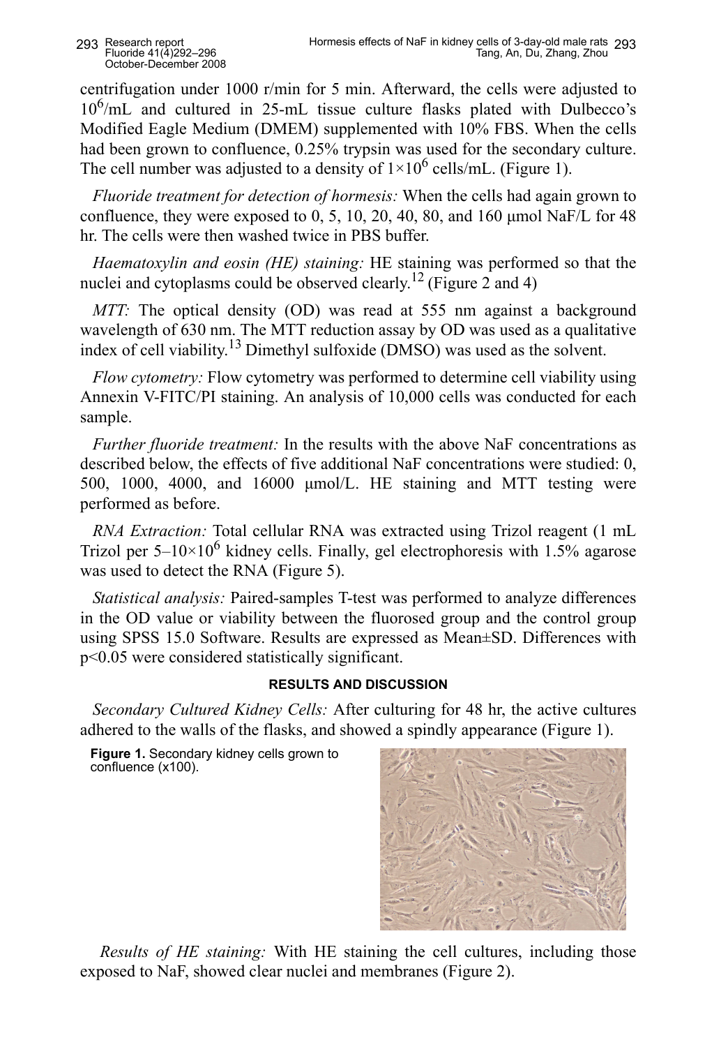centrifugation under 1000 r/min for 5 min. Afterward, the cells were adjusted to $10^6$/mL and cultured in 25-mL tissue culture flasks plated with Dulbecco's Modified Eagle Medium (DMEM) supplemented with 10% FBS. When the cells had been grown to confluence, 0.25% trypsin was used for the secondary culture. The cell number was adjusted to a density of $1\times10^6$ cells/mL. (Figure 1).

*Fluoride treatment for detection of hormesis:* When the cells had again grown to confluence, they were exposed to 0, 5, 10, 20, 40, 80, and 160 μmol NaF/L for 48 hr. The cells were then washed twice in PBS buffer.

*Haematoxylin and eosin (HE) staining:* HE staining was performed so that the nuclei and cytoplasms could be observed clearly.[12] (Figure 2 and 4)

*MTT:* The optical density (OD) was read at 555 nm against a background wavelength of 630 nm. The MTT reduction assay by OD was used as a qualitative index of cell viability.[13] Dimethyl sulfoxide (DMSO) was used as the solvent.

*Flow cytometry:* Flow cytometry was performed to determine cell viability using Annexin V-FITC/PI staining. An analysis of 10,000 cells was conducted for each sample.

*Further fluoride treatment:* In the results with the above NaF concentrations as described below, the effects of five additional NaF concentrations were studied: 0, 500, 1000, 4000, and 16000 μmol/L. HE staining and MTT testing were performed as before.

*RNA Extraction:* Total cellular RNA was extracted using Trizol reagent (1 mL Trizol per $5–10\times10^6$ kidney cells. Finally, gel electrophoresis with 1.5% agarose was used to detect the RNA (Figure 5).

*Statistical analysis:* Paired-samples T-test was performed to analyze differences in the OD value or viability between the fluorosed group and the control group using SPSS 15.0 Software. Results are expressed as Mean±SD. Differences with $p<0.05$ were considered statistically significant.

## RESULTS AND DISCUSSION

*Secondary Cultured Kidney Cells:* After culturing for 48 hr, the active cultures adhered to the walls of the flasks, and showed a spindly appearance (Figure 1).

**Figure 1.** Secondary kidney cells grown to confluence (x100).

*Results of HE staining:* With HE staining the cell cultures, including those exposed to NaF, showed clear nuclei and membranes (Figure 2).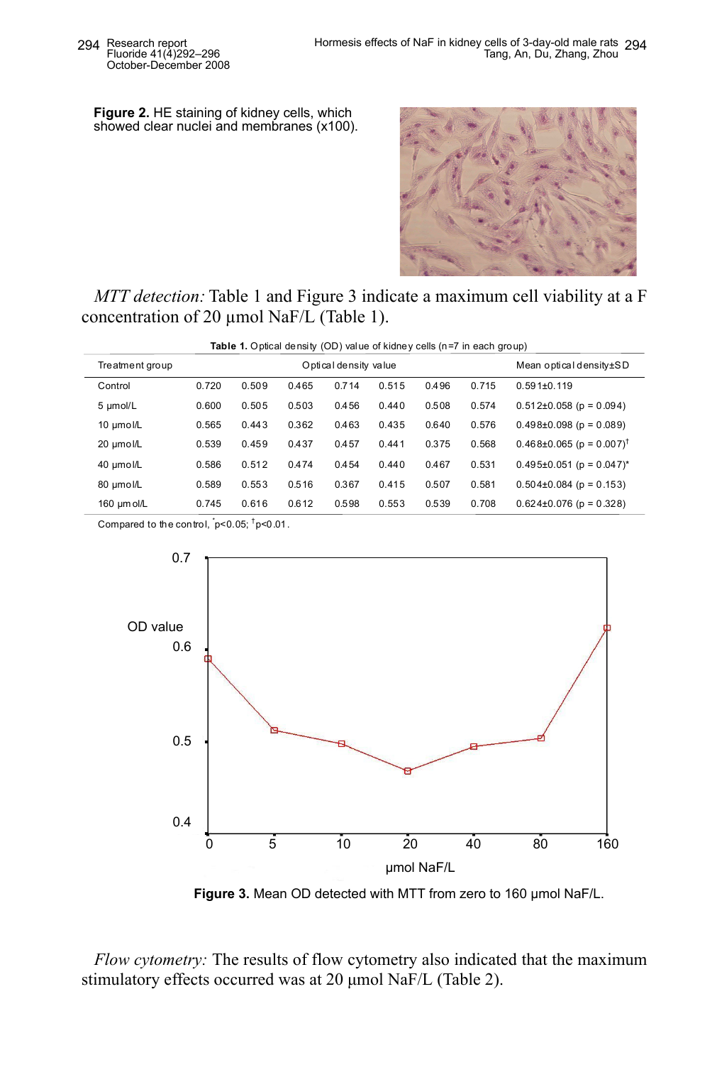**Figure 2.** HE staining of kidney cells, which showed clear nuclei and membranes (x100).

*MTT detection:* Table 1 and Figure 3 indicate a maximum cell viability at a F concentration of 20 μmol NaF/L (Table 1).

**Table 1.** Optical density (OD) value of kidney cells (n=7 in each group)

| Treatment group | Optical density value | | | | | | | Mean optical density±SD |
|---|---|---|---|---|---|---|---|---|
| Control | 0.720 | 0.509 | 0.465 | 0.714 | 0.515 | 0.496 | 0.715 | 0.591±0.119 |
| 5 μmol/L | 0.600 | 0.505 | 0.503 | 0.456 | 0.440 | 0.508 | 0.574 | 0.512±0.058 (p = 0.094) |
| 10 μmol/L | 0.565 | 0.443 | 0.362 | 0.463 | 0.435 | 0.640 | 0.576 | 0.498±0.098 (p = 0.089) |
| 20 μmol/L | 0.539 | 0.459 | 0.437 | 0.457 | 0.441 | 0.375 | 0.568 | 0.468±0.065 (p = 0.007)[†] |
| 40 μmol/L | 0.586 | 0.512 | 0.474 | 0.454 | 0.440 | 0.467 | 0.531 | 0.495±0.051 (p = 0.047)* |
| 80 μmol/L | 0.589 | 0.553 | 0.516 | 0.367 | 0.415 | 0.507 | 0.581 | 0.504±0.084 (p = 0.153) |
| 160 μmol/L | 0.745 | 0.616 | 0.612 | 0.598 | 0.553 | 0.539 | 0.708 | 0.624±0.076 (p = 0.328) |

Compared to the control, *p<0.05; †p<0.01.

OD value

0.7

0.6

0.5

0.4

0 5 10 20 40 80 160

μmol NaF/L

**Figure 3.** Mean OD detected with MTT from zero to 160 μmol NaF/L.

*Flow cytometry:* The results of flow cytometry also indicated that the maximum stimulatory effects occurred was at 20 μmol NaF/L (Table 2).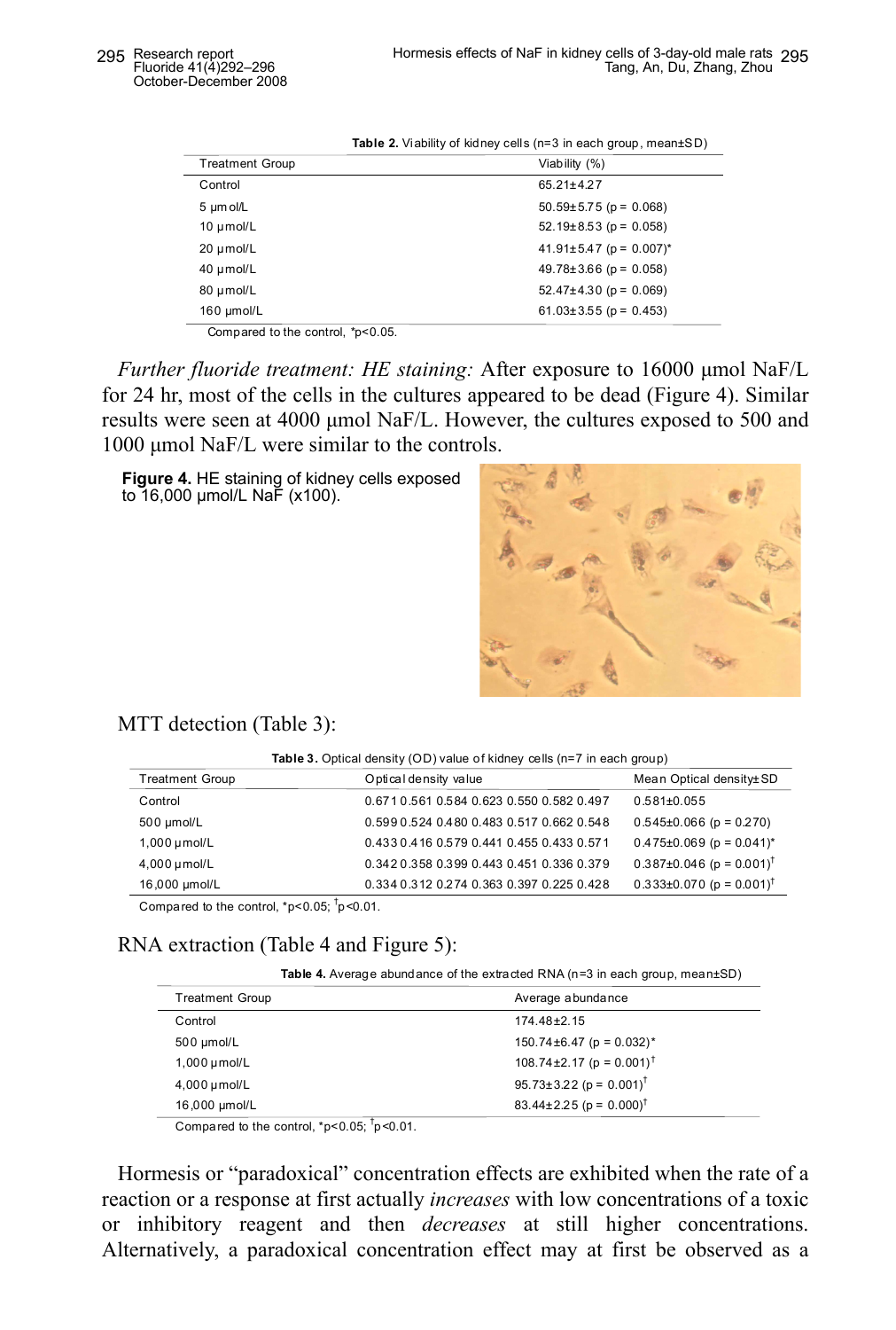**Table 2.** Viability of kidney cells (n=3 in each group, mean±SD)

| Treatment Group | Viability (%) |
|---|---|
| Control | 65.21±4.27 |
| 5 μmol/L | 50.59±5.75 (p = 0.068) |
| 10 μmol/L | 52.19±8.53 (p = 0.058) |
| 20 μmol/L | 41.91±5.47 (p = 0.007)* |
| 40 μmol/L | 49.78±3.66 (p = 0.058) |
| 80 μmol/L | 52.47±4.30 (p = 0.069) |
| 160 μmol/L | 61.03±3.55 (p = 0.453) |

Compared to the control, *p<0.05.

*Further fluoride treatment: HE staining:* After exposure to 16000 μmol NaF/L for 24 hr, most of the cells in the cultures appeared to be dead (Figure 4). Similar results were seen at 4000 μmol NaF/L. However, the cultures exposed to 500 and 1000 μmol NaF/L were similar to the controls.

**Figure 4.** HE staining of kidney cells exposed to 16,000 μmol/L NaF (x100).

MTT detection (Table 3):

**Table 3.** Optical density (OD) value of kidney cells (n=7 in each group)

| Treatment Group | Optical density value | Mean Optical density±SD |
|---|---|---|
| Control | 0.671 0.561 0.584 0.623 0.550 0.582 0.497 | 0.581±0.055 |
| 500 μmol/L | 0.599 0.524 0.480 0.483 0.517 0.662 0.548 | 0.545±0.066 (p = 0.270) |
| 1,000 μmol/L | 0.433 0.416 0.579 0.441 0.455 0.433 0.571 | 0.475±0.069 (p = 0.041)* |
| 4,000 μmol/L | 0.342 0.358 0.399 0.443 0.451 0.336 0.379 | 0.387±0.046 (p = 0.001)† |
| 16,000 μmol/L | 0.334 0.312 0.274 0.363 0.397 0.225 0.428 | 0.333±0.070 (p = 0.001)† |

Compared to the control, *p<0.05; †p<0.01.

RNA extraction (Table 4 and Figure 5):

**Table 4.** Average abundance of the extracted RNA (n=3 in each group, mean±SD)

| Treatment Group | Average abundance |
|---|---|
| Control | 174.48±2.15 |
| 500 μmol/L | 150.74±6.47 (p = 0.032)* |
| 1,000 μmol/L | 108.74±2.17 (p = 0.001)† |
| 4,000 μmol/L | 95.73±3.22 (p = 0.001)† |
| 16,000 μmol/L | 83.44±2.25 (p = 0.000)† |

Compared to the control, *p<0.05; †p<0.01.

Hormesis or "paradoxical" concentration effects are exhibited when the rate of a reaction or a response at first actually *increases* with low concentrations of a toxic or inhibitory reagent and then *decreases* at still higher concentrations. Alternatively, a paradoxical concentration effect may at first be observed as a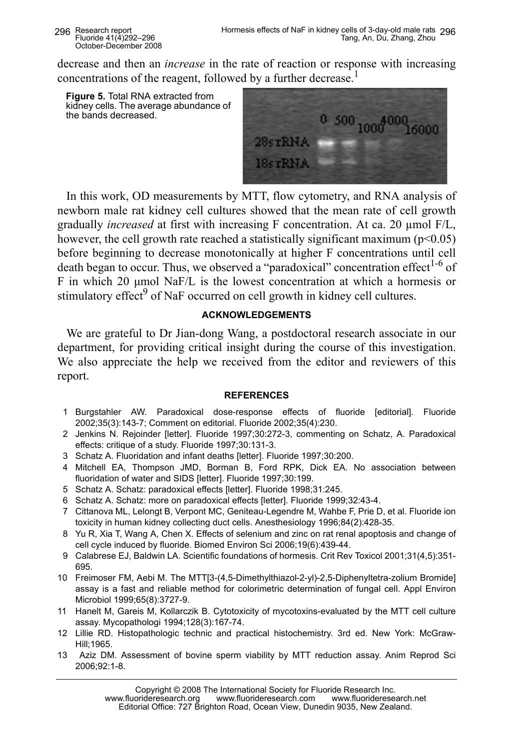decrease and then an *increase* in the rate of reaction or response with increasing concentrations of the reagent, followed by a further decrease.[1]

**Figure 5.** Total RNA extracted from kidney cells. The average abundance of the bands decreased.

0 500 1000 4000 16000
28s rRNA
18s rRNA

In this work, OD measurements by MTT, flow cytometry, and RNA analysis of newborn male rat kidney cell cultures showed that the mean rate of cell growth gradually *increased* at first with increasing F concentration. At ca. 20 μmol F/L, however, the cell growth rate reached a statistically significant maximum ($p<0.05$) before beginning to decrease monotonically at higher F concentrations until cell death began to occur. Thus, we observed a "paradoxical" concentration effect[1-6] of F in which 20 μmol NaF/L is the lowest concentration at which a hormesis or stimulatory effect[9] of NaF occurred on cell growth in kidney cell cultures.

## ACKNOWLEDGEMENTS

We are grateful to Dr Jian-dong Wang, a postdoctoral research associate in our department, for providing critical insight during the course of this investigation. We also appreciate the help we received from the editor and reviewers of this report.

## REFERENCES

1. Burgstahler AW. Paradoxical dose-response effects of fluoride [editorial]. Fluoride 2002;35(3):143-7; Comment on editorial. Fluoride 2002;35(4):230.
2. Jenkins N. Rejoinder [letter]. Fluoride 1997;30:272-3, commenting on Schatz, A. Paradoxical effects: critique of a study. Fluoride 1997;30:131-3.
3. Schatz A. Fluoridation and infant deaths [letter]. Fluoride 1997;30:200.
4. Mitchell EA, Thompson JMD, Borman B, Ford RPK, Dick EA. No association between fluoridation of water and SIDS [letter]. Fluoride 1997;30:199.
5. Schatz A. Schatz: paradoxical effects [letter]. Fluoride 1998;31:245.
6. Schatz A. Schatz: more on paradoxical effects [letter]. Fluoride 1999;32:43-4.
7. Cittanova ML, Lelongt B, Verpont MC, Geniteau-Legendre M, Wahbe F, Prie D, et al. Fluoride ion toxicity in human kidney collecting duct cells. Anesthesiology 1996;84(2):428-35.
8. Yu R, Xia T, Wang A, Chen X. Effects of selenium and zinc on rat renal apoptosis and change of cell cycle induced by fluoride. Biomed Environ Sci 2006;19(6):439-44.
9. Calabrese EJ, Baldwin LA. Scientific foundations of hormesis. Crit Rev Toxicol 2001;31(4,5):351-695.
10. Freimoser FM, Aebi M. The MTT[3-(4,5-Dimethylthiazol-2-yl)-2,5-Diphenyltetra-zolium Bromide] assay is a fast and reliable method for colorimetric determination of fungal cell. Appl Environ Microbiol 1999;65(8):3727-9.
11. Hanelt M, Gareis M, Kollarczik B. Cytotoxicity of mycotoxins-evaluated by the MTT cell culture assay. Mycopathologi 1994;128(3):167-74.
12. Lillie RD. Histopathologic technic and practical histochemistry. 3rd ed. New York: McGraw-Hill;1965.
13. Aziz DM. Assessment of bovine sperm viability by MTT reduction assay. Anim Reprod Sci 2006;92:1-8.